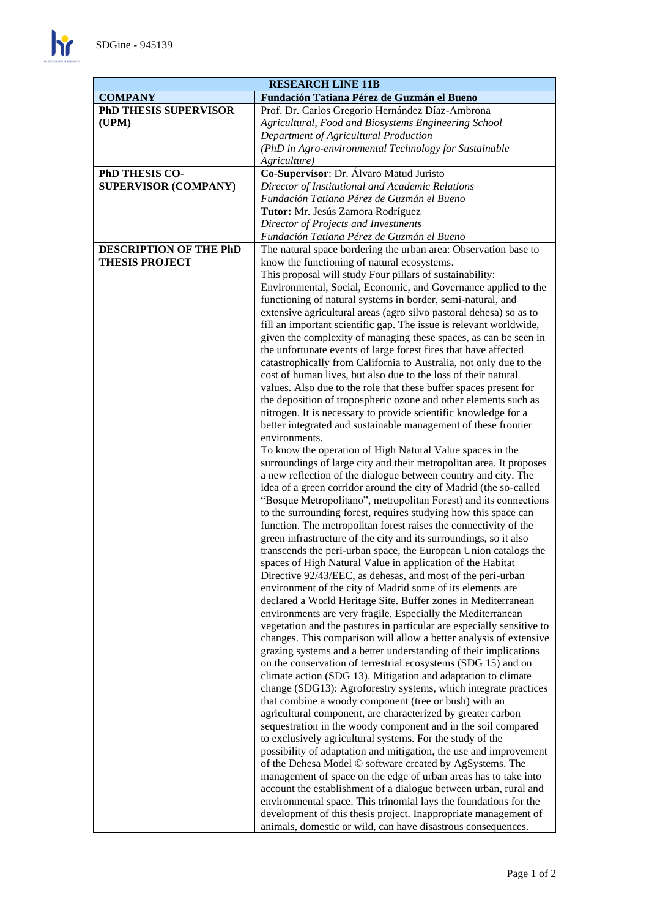| RESEARCH LINE 11B | |
|---|---|
| **COMPANY** | **Fundación Tatiana Pérez de Guzmán el Bueno** |
| **PhD THESIS SUPERVISOR (UPM)** | Prof. Dr. Carlos Gregorio Hernández Díaz-Ambrona<br>*Agricultural, Food and Biosystems Engineering School*<br>*Department of Agricultural Production*<br>*(PhD in Agro-environmental Technology for Sustainable Agriculture)* |
| **PhD THESIS CO-SUPERVISOR (COMPANY)** | **Co-Supervisor**: Dr. Álvaro Matud Juristo<br>*Director of Institutional and Academic Relations*<br>*Fundación Tatiana Pérez de Guzmán el Bueno*<br>**Tutor:** Mr. Jesús Zamora Rodríguez<br>*Director of Projects and Investments*<br>*Fundación Tatiana Pérez de Guzmán el Bueno* |
| **DESCRIPTION OF THE PhD THESIS PROJECT** | The natural space bordering the urban area: Observation base to know the functioning of natural ecosystems.<br>This proposal will study Four pillars of sustainability: Environmental, Social, Economic, and Governance applied to the functioning of natural systems in border, semi-natural, and extensive agricultural areas (agro silvo pastoral dehesa) so as to fill an important scientific gap. The issue is relevant worldwide, given the complexity of managing these spaces, as can be seen in the unfortunate events of large forest fires that have affected catastrophically from California to Australia, not only due to the cost of human lives, but also due to the loss of their natural values. Also due to the role that these buffer spaces present for the deposition of tropospheric ozone and other elements such as nitrogen. It is necessary to provide scientific knowledge for a better integrated and sustainable management of these frontier environments.<br>To know the operation of High Natural Value spaces in the surroundings of large city and their metropolitan area. It proposes a new reflection of the dialogue between country and city. The idea of a green corridor around the city of Madrid (the so-called "Bosque Metropolitano", metropolitan Forest) and its connections to the surrounding forest, requires studying how this space can function. The metropolitan forest raises the connectivity of the green infrastructure of the city and its surroundings, so it also transcends the peri-urban space, the European Union catalogs the spaces of High Natural Value in application of the Habitat Directive 92/43/EEC, as dehesas, and most of the peri-urban environment of the city of Madrid some of its elements are declared a World Heritage Site. Buffer zones in Mediterranean environments are very fragile. Especially the Mediterranean vegetation and the pastures in particular are especially sensitive to changes. This comparison will allow a better analysis of extensive grazing systems and a better understanding of their implications on the conservation of terrestrial ecosystems (SDG 15) and on climate action (SDG 13). Mitigation and adaptation to climate change (SDG13): Agroforestry systems, which integrate practices that combine a woody component (tree or bush) with an agricultural component, are characterized by greater carbon sequestration in the woody component and in the soil compared to exclusively agricultural systems. For the study of the possibility of adaptation and mitigation, the use and improvement of the Dehesa Model © software created by AgSystems. The management of space on the edge of urban areas has to take into account the establishment of a dialogue between urban, rural and environmental space. This trinomial lays the foundations for the development of this thesis project. Inappropriate management of animals, domestic or wild, can have disastrous consequences. |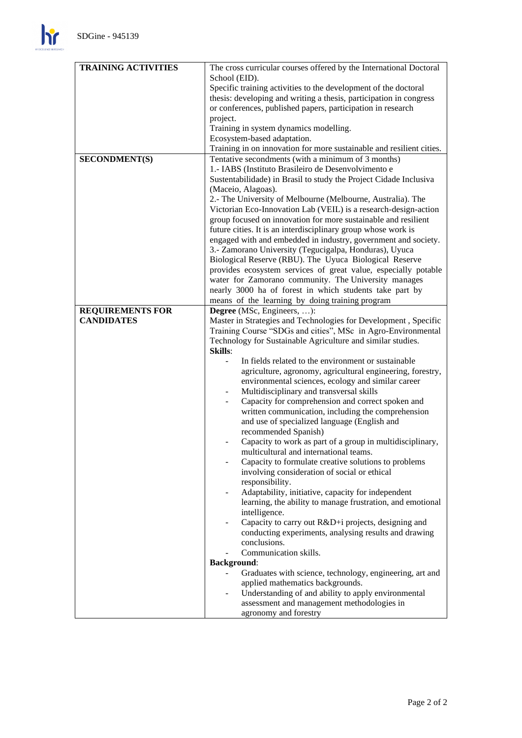| | |
|---|---|
| **TRAINING ACTIVITIES** | The cross curricular courses offered by the International Doctoral School (EID).<br>Specific training activities to the development of the doctoral thesis: developing and writing a thesis, participation in congress or conferences, published papers, participation in research project.<br>Training in system dynamics modelling.<br>Ecosystem-based adaptation.<br>Training in on innovation for more sustainable and resilient cities. |
| **SECONDMENT(S)** | Tentative secondments (with a minimum of 3 months)<br>1.- IABS (Instituto Brasileiro de Desenvolvimento e Sustentabilidade) in Brasil to study the Project Cidade Inclusiva (Maceio, Alagoas).<br>2.- The University of Melbourne (Melbourne, Australia). The Victorian Eco-Innovation Lab (VEIL) is a research-design-action group focused on innovation for more sustainable and resilient future cities. It is an interdisciplinary group whose work is engaged with and embedded in industry, government and society.<br>3.- Zamorano University (Tegucigalpa, Honduras), Uyuca Biological Reserve (RBU). The Uyuca Biological Reserve provides ecosystem services of great value, especially potable water for Zamorano community. The University manages nearly 3000 ha of forest in which students take part by means of the learning by doing training program |
| **REQUIREMENTS FOR CANDIDATES** | **Degree** (MSc, Engineers, …):<br>Master in Strategies and Technologies for Development , Specific Training Course "SDGs and cities", MSc in Agro-Environmental Technology for Sustainable Agriculture and similar studies.<br>**Skills**:<br>- In fields related to the environment or sustainable agriculture, agronomy, agricultural engineering, forestry, environmental sciences, ecology and similar career<br>- Multidisciplinary and transversal skills<br>- Capacity for comprehension and correct spoken and written communication, including the comprehension and use of specialized language (English and recommended Spanish)<br>- Capacity to work as part of a group in multidisciplinary, multicultural and international teams.<br>- Capacity to formulate creative solutions to problems involving consideration of social or ethical responsibility.<br>- Adaptability, initiative, capacity for independent learning, the ability to manage frustration, and emotional intelligence.<br>- Capacity to carry out R&D+i projects, designing and conducting experiments, analysing results and drawing conclusions.<br>- Communication skills.<br>**Background**:<br>- Graduates with science, technology, engineering, art and applied mathematics backgrounds.<br>- Understanding of and ability to apply environmental assessment and management methodologies in agronomy and forestry |